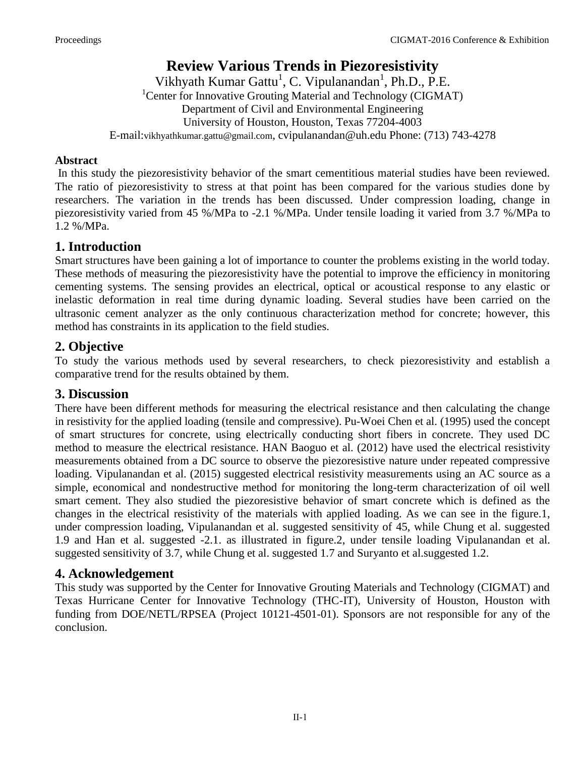# Review Various Trends in Piezoresistivity

Vikhyath Kumar Gattu[1], C. Vipulanandan[1], Ph.D., P.E.

[1]Center for Innovative Grouting Material and Technology (CIGMAT)

Department of Civil and Environmental Engineering

University of Houston, Houston, Texas 77204-4003

E-mail:vikhyathkumar.gattu@gmail.com, cvipulanandan@uh.edu Phone: (713) 743-4278

**Abstract**

In this study the piezoresistivity behavior of the smart cementitious material studies have been reviewed. The ratio of piezoresistivity to stress at that point has been compared for the various studies done by researchers. The variation in the trends has been discussed. Under compression loading, change in piezoresistivity varied from 45 %/MPa to -2.1 %/MPa. Under tensile loading it varied from 3.7 %/MPa to 1.2 %/MPa.

## 1. Introduction

Smart structures have been gaining a lot of importance to counter the problems existing in the world today. These methods of measuring the piezoresistivity have the potential to improve the efficiency in monitoring cementing systems. The sensing provides an electrical, optical or acoustical response to any elastic or inelastic deformation in real time during dynamic loading. Several studies have been carried on the ultrasonic cement analyzer as the only continuous characterization method for concrete; however, this method has constraints in its application to the field studies.

## 2. Objective

To study the various methods used by several researchers, to check piezoresistivity and establish a comparative trend for the results obtained by them.

## 3. Discussion

There have been different methods for measuring the electrical resistance and then calculating the change in resistivity for the applied loading (tensile and compressive). Pu-Woei Chen et al. (1995) used the concept of smart structures for concrete, using electrically conducting short fibers in concrete. They used DC method to measure the electrical resistance. HAN Baoguo et al. (2012) have used the electrical resistivity measurements obtained from a DC source to observe the piezoresistive nature under repeated compressive loading. Vipulanandan et al. (2015) suggested electrical resistivity measurements using an AC source as a simple, economical and nondestructive method for monitoring the long-term characterization of oil well smart cement. They also studied the piezoresistive behavior of smart concrete which is defined as the changes in the electrical resistivity of the materials with applied loading. As we can see in the figure.1, under compression loading, Vipulanandan et al. suggested sensitivity of 45, while Chung et al. suggested 1.9 and Han et al. suggested -2.1. as illustrated in figure.2, under tensile loading Vipulanandan et al. suggested sensitivity of 3.7, while Chung et al. suggested 1.7 and Suryanto et al.suggested 1.2.

## 4. Acknowledgement

This study was supported by the Center for Innovative Grouting Materials and Technology (CIGMAT) and Texas Hurricane Center for Innovative Technology (THC-IT), University of Houston, Houston with funding from DOE/NETL/RPSEA (Project 10121-4501-01). Sponsors are not responsible for any of the conclusion.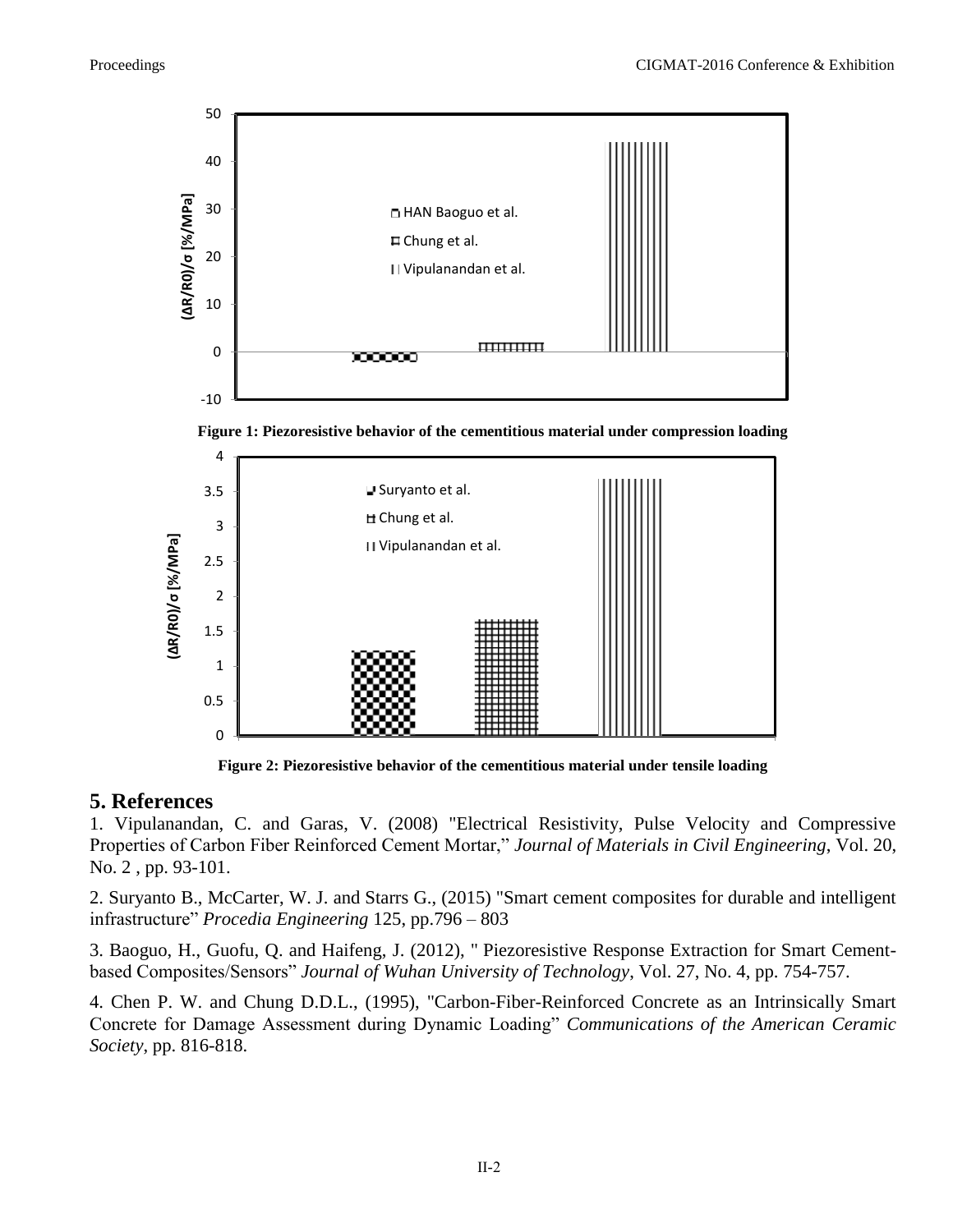50
40
30
20
10
0
-10

(ΔR/R0)/σ [%/MPa]

HAN Baoguo et al.
Chung et al.
Vipulanandan et al.

**Figure 1: Piezoresistive behavior of the cementitious material under compression loading**

4
3.5
3
2.5
2
1.5
1
0.5
0

(ΔR/R0)/σ [%/MPa]

Suryanto et al.
Chung et al.
Vipulanandan et al.

**Figure 2: Piezoresistive behavior of the cementitious material under tensile loading**

## 5. References

1. Vipulanandan, C. and Garas, V. (2008) "Electrical Resistivity, Pulse Velocity and Compressive Properties of Carbon Fiber Reinforced Cement Mortar," *Journal of Materials in Civil Engineering*, Vol. 20, No. 2 , pp. 93-101.

2. Suryanto B., McCarter, W. J. and Starrs G., (2015) "Smart cement composites for durable and intelligent infrastructure" *Procedia Engineering* 125, pp.796 – 803

3. Baoguo, H., Guofu, Q. and Haifeng, J. (2012), " Piezoresistive Response Extraction for Smart Cement-based Composites/Sensors" *Journal of Wuhan University of Technology*, Vol. 27, No. 4, pp. 754-757.

4. Chen P. W. and Chung D.D.L., (1995), "Carbon-Fiber-Reinforced Concrete as an Intrinsically Smart Concrete for Damage Assessment during Dynamic Loading" *Communications of the American Ceramic Society*, pp. 816-818.